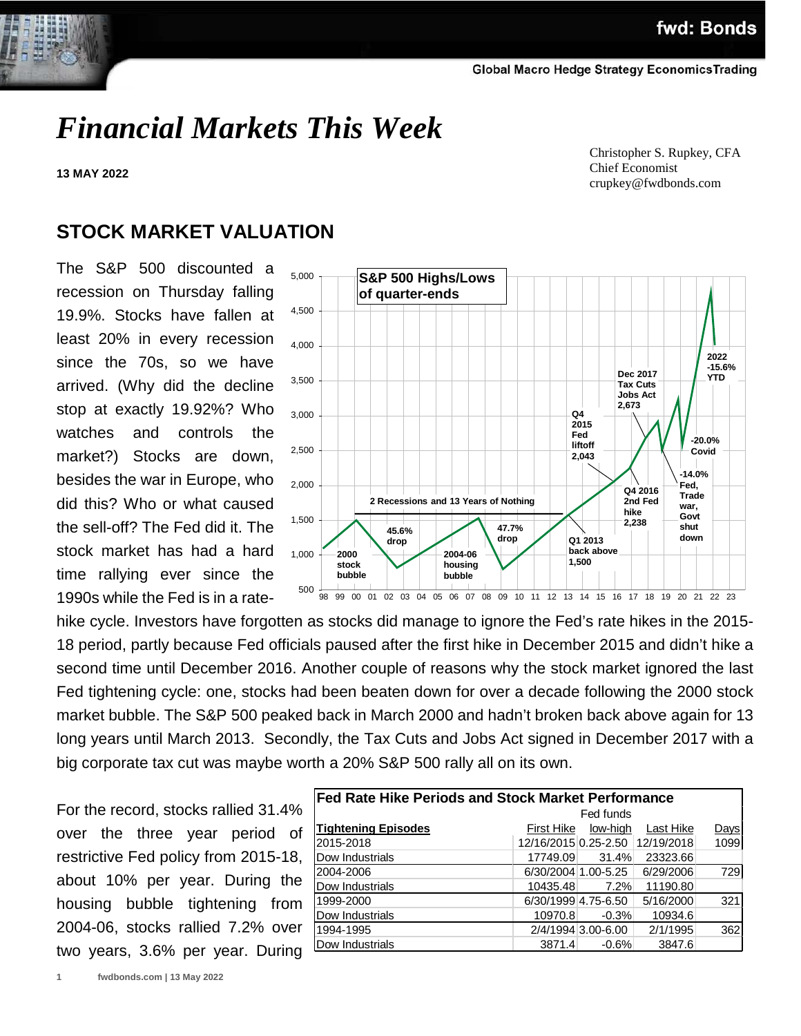# *Financial Markets This Week*

**13 MAY 2022**

Christopher S. Rupkey, CFA
Chief Economist
crupkey@fwdbonds.com

## STOCK MARKET VALUATION

The S&P 500 discounted a recession on Thursday falling 19.9%. Stocks have fallen at least 20% in every recession since the 70s, so we have arrived. (Why did the decline stop at exactly 19.92%? Who watches and controls the market?) Stocks are down, besides the war in Europe, who did this? Who or what caused the sell-off? The Fed did it. The stock market has had a hard time rallying ever since the 1990s while the Fed is in a rate-hike cycle. Investors have forgotten as stocks did manage to ignore the Fed's rate hikes in the 2015-18 period, partly because Fed officials paused after the first hike in December 2015 and didn't hike a second time until December 2016. Another couple of reasons why the stock market ignored the last Fed tightening cycle: one, stocks had been beaten down for over a decade following the 2000 stock market bubble. The S&P 500 peaked back in March 2000 and hadn't broken back above again for 13 long years until March 2013. Secondly, the Tax Cuts and Jobs Act signed in December 2017 with a big corporate tax cut was maybe worth a 20% S&P 500 rally all on its own.

For the record, stocks rallied 31.4% over the three year period of restrictive Fed policy from 2015-18, about 10% per year. During the housing bubble tightening from 2004-06, stocks rallied 7.2% over two years, 3.6% per year. During

| Fed Rate Hike Periods and Stock Market Performance | | | | |
|---|---|---|---|---|
| | | Fed funds | | |
| Tightening Episodes | First Hike | low-high | Last Hike | Days |
| 2015-2018 | 12/16/2015 | 0.25-2.50 | 12/19/2018 | 1099 |
| Dow Industrials | 17749.09 | 31.4% | 23323.66 | |
| 2004-2006 | 6/30/2004 | 1.00-5.25 | 6/29/2006 | 729 |
| Dow Industrials | 10435.48 | 7.2% | 11190.80 | |
| 1999-2000 | 6/30/1999 | 4.75-6.50 | 5/16/2000 | 321 |
| Dow Industrials | 10970.8 | -0.3% | 10934.6 | |
| 1994-1995 | 2/4/1994 | 3.00-6.00 | 2/1/1995 | 362 |
| Dow Industrials | 3871.4 | -0.6% | 3847.6 | |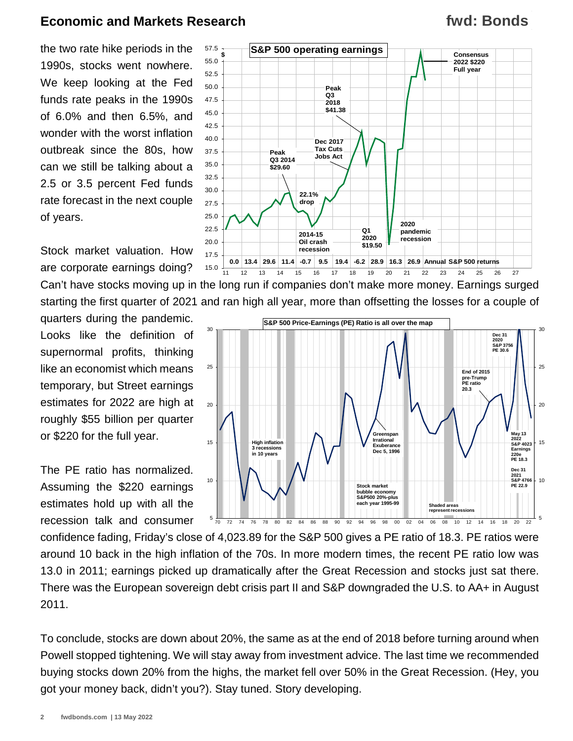the two rate hike periods in the 1990s, stocks went nowhere. We keep looking at the Fed funds rate peaks in the 1990s of 6.0% and then 6.5%, and wonder with the worst inflation outbreak since the 80s, how can we still be talking about a 2.5 or 3.5 percent Fed funds rate forecast in the next couple of years.

Stock market valuation. How are corporate earnings doing? Can't have stocks moving up in the long run if companies don't make more money. Earnings surged starting the first quarter of 2021 and ran high all year, more than offsetting the losses for a couple of quarters during the pandemic. Looks like the definition of supernormal profits, thinking like an economist which means temporary, but Street earnings estimates for 2022 are high at roughly $55 billion per quarter or $220 for the full year.

The PE ratio has normalized. Assuming the $220 earnings estimates hold up with all the recession talk and consumer confidence fading, Friday's close of 4,023.89 for the S&P 500 gives a PE ratio of 18.3. PE ratios were around 10 back in the high inflation of the 70s. In more modern times, the recent PE ratio low was 13.0 in 2011; earnings picked up dramatically after the Great Recession and stocks just sat there. There was the European sovereign debt crisis part II and S&P downgraded the U.S. to AA+ in August 2011.

To conclude, stocks are down about 20%, the same as at the end of 2018 before turning around when Powell stopped tightening. We will stay away from investment advice. The last time we recommended buying stocks down 20% from the highs, the market fell over 50% in the Great Recession. (Hey, you got your money back, didn't you?). Stay tuned. Story developing.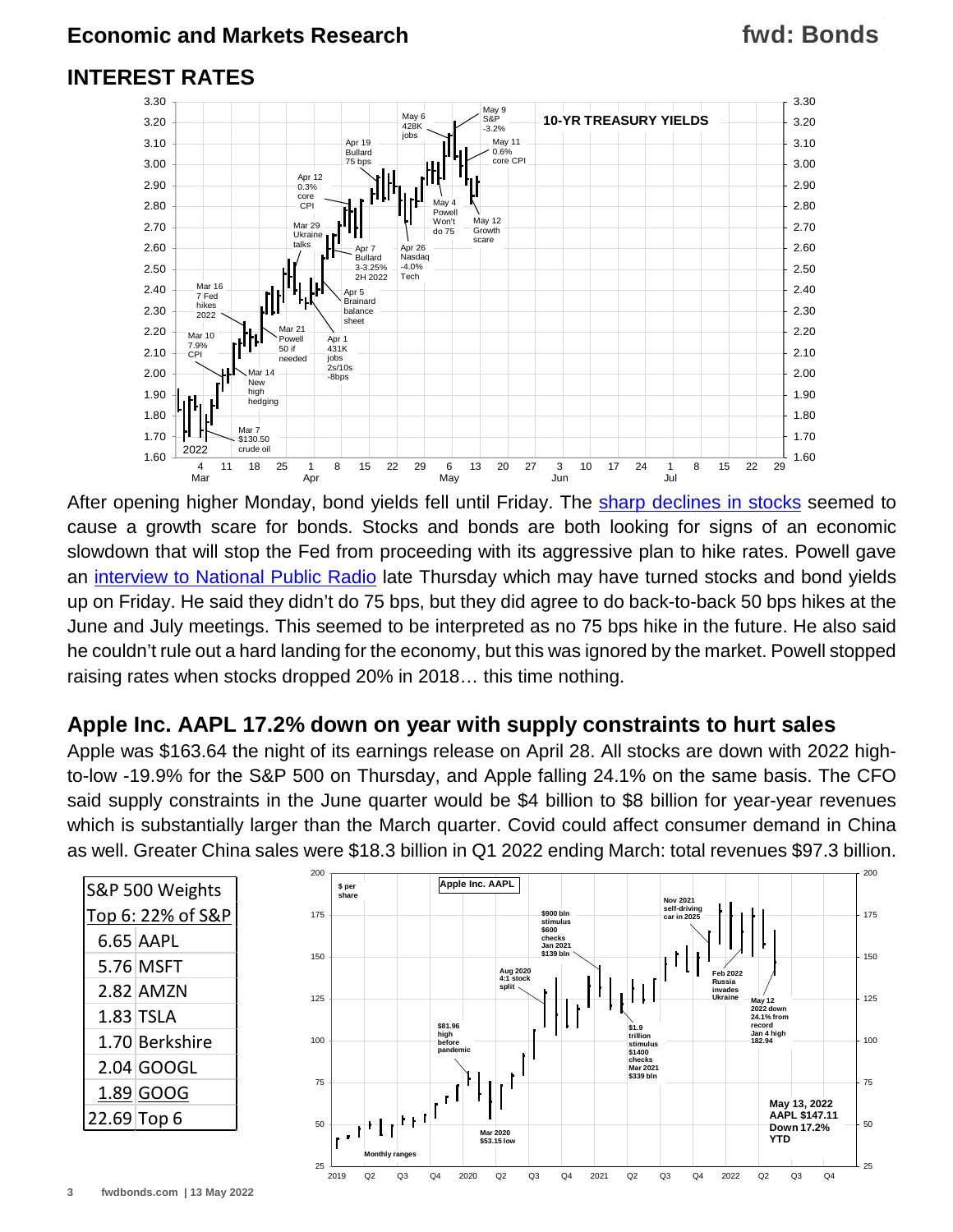## INTEREST RATES

After opening higher Monday, bond yields fell until Friday. The sharp declines in stocks seemed to cause a growth scare for bonds. Stocks and bonds are both looking for signs of an economic slowdown that will stop the Fed from proceeding with its aggressive plan to hike rates. Powell gave an interview to National Public Radio late Thursday which may have turned stocks and bond yields up on Friday. He said they didn't do 75 bps, but they did agree to do back-to-back 50 bps hikes at the June and July meetings. This seemed to be interpreted as no 75 bps hike in the future. He also said he couldn't rule out a hard landing for the economy, but this was ignored by the market. Powell stopped raising rates when stocks dropped 20% in 2018… this time nothing.

## Apple Inc. AAPL 17.2% down on year with supply constraints to hurt sales

Apple was $163.64 the night of its earnings release on April 28. All stocks are down with 2022 high-to-low -19.9% for the S&P 500 on Thursday, and Apple falling 24.1% on the same basis. The CFO said supply constraints in the June quarter would be $4 billion to $8 billion for year-year revenues which is substantially larger than the March quarter. Covid could affect consumer demand in China as well. Greater China sales were $18.3 billion in Q1 2022 ending March: total revenues $97.3 billion.

| S&P 500 Weights | |
|---|---|
| Top 6: 22% of S&P | |
| 6.65 | AAPL |
| 5.76 | MSFT |
| 2.82 | AMZN |
| 1.83 | TSLA |
| 1.70 | Berkshire |
| 2.04 | GOOGL |
| 1.89 | GOOG |
| 22.69 | Top 6 |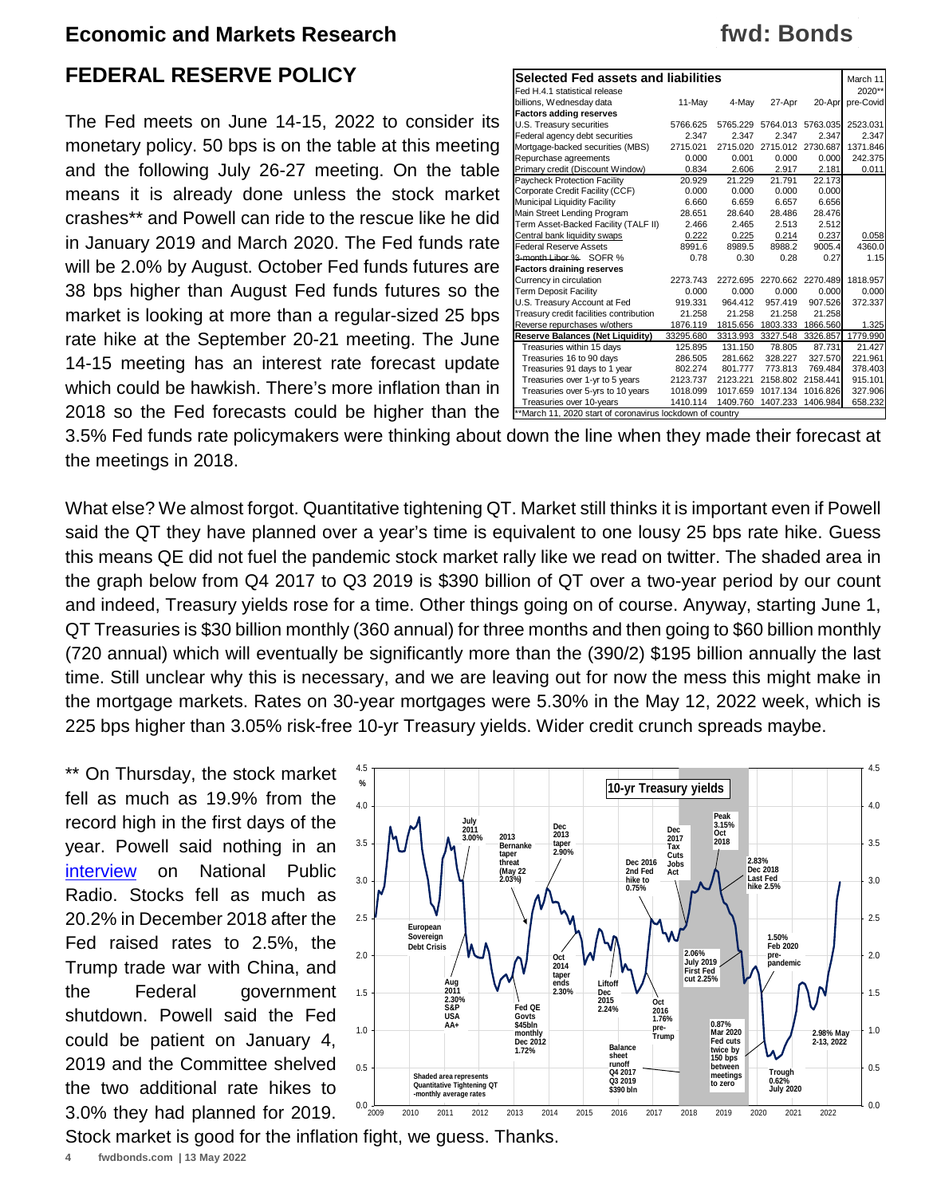## Economic and Markets Research

# FEDERAL RESERVE POLICY

The Fed meets on June 14-15, 2022 to consider its monetary policy. 50 bps is on the table at this meeting and the following July 26-27 meeting. On the table means it is already done unless the stock market crashes** and Powell can ride to the rescue like he did in January 2019 and March 2020. The Fed funds rate will be 2.0% by August. October Fed funds futures are 38 bps higher than August Fed funds futures so the market is looking at more than a regular-sized 25 bps rate hike at the September 20-21 meeting. The June 14-15 meeting has an interest rate forecast update which could be hawkish. There's more inflation than in 2018 so the Fed forecasts could be higher than the 3.5% Fed funds rate policymakers were thinking about down the line when they made their forecast at the meetings in 2018.

| Selected Fed assets and liabilities | | | | | March 11 |
|---|---|---|---|---|---|
| Fed H.4.1 statistical release | | | | | 2020** |
| billions, Wednesday data | 11-May | 4-May | 27-Apr | 20-Apr | pre-Covid |
| **Factors adding reserves** | | | | | |
| U.S. Treasury securities | 5766.625 | 5765.229 | 5764.013 | 5763.035 | 2523.031 |
| Federal agency debt securities | 2.347 | 2.347 | 2.347 | 2.347 | 2.347 |
| Mortgage-backed securities (MBS) | 2715.021 | 2715.020 | 2715.012 | 2730.687 | 1371.846 |
| Repurchase agreements | 0.000 | 0.001 | 0.000 | 0.000 | 242.375 |
| Primary credit (Discount Window) | 0.834 | 2.606 | 2.917 | 2.181 | 0.011 |
| Paycheck Protection Facility | 20.929 | 21.229 | 21.791 | 22.173 | |
| Corporate Credit Facility (CCF) | 0.000 | 0.000 | 0.000 | 0.000 | |
| Municipal Liquidity Facility | 6.660 | 6.659 | 6.657 | 6.656 | |
| Main Street Lending Program | 28.651 | 28.640 | 28.486 | 28.476 | |
| Term Asset-Backed Facility (TALF II) | 2.466 | 2.465 | 2.513 | 2.512 | |
| Central bank liquidity swaps | 0.222 | 0.225 | 0.214 | 0.237 | 0.058 |
| Federal Reserve Assets | 8991.6 | 8989.5 | 8988.2 | 9005.4 | 4360.0 |
| ~~3-month Libor %~~ SOFR % | 0.78 | 0.30 | 0.28 | 0.27 | 1.15 |
| **Factors draining reserves** | | | | | |
| Currency in circulation | 2273.743 | 2272.695 | 2270.662 | 2270.489 | 1818.957 |
| Term Deposit Facility | 0.000 | 0.000 | 0.000 | 0.000 | 0.000 |
| U.S. Treasury Account at Fed | 919.331 | 964.412 | 957.419 | 907.526 | 372.337 |
| Treasury credit facilities contribution | 21.258 | 21.258 | 21.258 | 21.258 | |
| Reverse repurchases w/others | 1876.119 | 1815.656 | 1803.333 | 1866.560 | 1.325 |
| **Reserve Balances (Net Liquidity)** | 33295.680 | 3313.993 | 3327.548 | 3326.857 | 1779.990 |
| Treasuries within 15 days | 125.895 | 131.150 | 78.805 | 87.731 | 21.427 |
| Treasuries 16 to 90 days | 286.505 | 281.662 | 328.227 | 327.570 | 221.961 |
| Treasuries 91 days to 1 year | 802.274 | 801.777 | 773.813 | 769.484 | 378.403 |
| Treasuries over 1-yr to 5 years | 2123.737 | 2123.221 | 2158.802 | 2158.441 | 915.101 |
| Treasuries over 5-yrs to 10 years | 1018.099 | 1017.659 | 1017.134 | 1016.826 | 327.906 |
| Treasuries over 10-years | 1410.114 | 1409.760 | 1407.233 | 1406.984 | 658.232 |

**March 11, 2020 start of coronavirus lockdown of country

What else? We almost forgot. Quantitative tightening QT. Market still thinks it is important even if Powell said the QT they have planned over a year's time is equivalent to one lousy 25 bps rate hike. Guess this means QE did not fuel the pandemic stock market rally like we read on twitter. The shaded area in the graph below from Q4 2017 to Q3 2019 is $390 billion of QT over a two-year period by our count and indeed, Treasury yields rose for a time. Other things going on of course. Anyway, starting June 1, QT Treasuries is $30 billion monthly (360 annual) for three months and then going to $60 billion monthly (720 annual) which will eventually be significantly more than the (390/2) $195 billion annually the last time. Still unclear why this is necessary, and we are leaving out for now the mess this might make in the mortgage markets. Rates on 30-year mortgages were 5.30% in the May 12, 2022 week, which is 225 bps higher than 3.05% risk-free 10-yr Treasury yields. Wider credit crunch spreads maybe.

** On Thursday, the stock market fell as much as 19.9% from the record high in the first days of the year. Powell said nothing in an interview on National Public Radio. Stocks fell as much as 20.2% in December 2018 after the Fed raised rates to 2.5%, the Trump trade war with China, and the Federal government shutdown. Powell said the Fed could be patient on January 4, 2019 and the Committee shelved the two additional rate hikes to 3.0% they had planned for 2019. Stock market is good for the inflation fight, we guess. Thanks.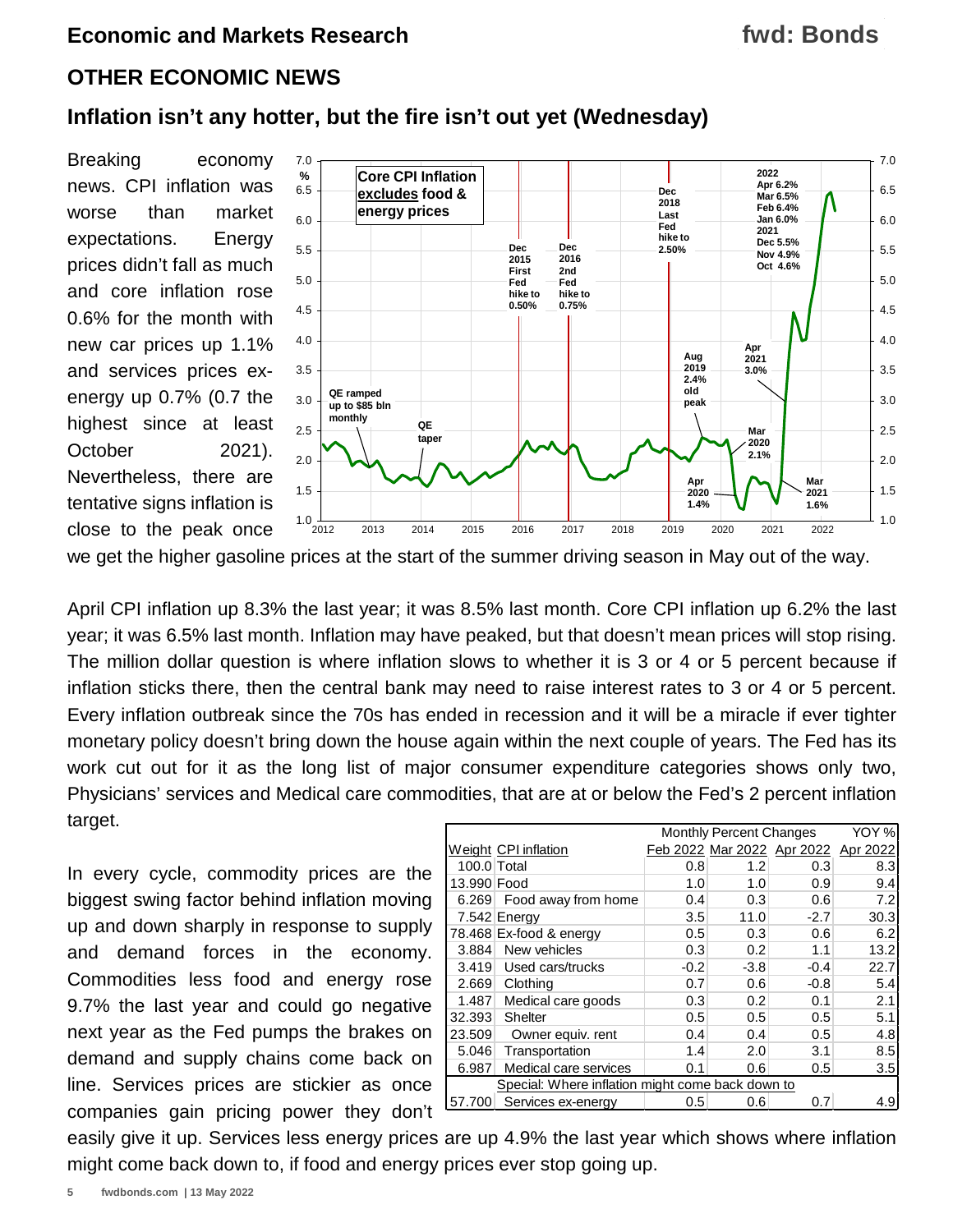## OTHER ECONOMIC NEWS

### Inflation isn't any hotter, but the fire isn't out yet (Wednesday)

Breaking economy news. CPI inflation was worse than market expectations. Energy prices didn't fall as much and core inflation rose 0.6% for the month with new car prices up 1.1% and services prices ex-energy up 0.7% (0.7 the highest since at least October 2021). Nevertheless, there are tentative signs inflation is close to the peak once we get the higher gasoline prices at the start of the summer driving season in May out of the way.

April CPI inflation up 8.3% the last year; it was 8.5% last month. Core CPI inflation up 6.2% the last year; it was 6.5% last month. Inflation may have peaked, but that doesn't mean prices will stop rising. The million dollar question is where inflation slows to whether it is 3 or 4 or 5 percent because if inflation sticks there, then the central bank may need to raise interest rates to 3 or 4 or 5 percent. Every inflation outbreak since the 70s has ended in recession and it will be a miracle if ever tighter monetary policy doesn't bring down the house again within the next couple of years. The Fed has its work cut out for it as the long list of major consumer expenditure categories shows only two, Physicians' services and Medical care commodities, that are at or below the Fed's 2 percent inflation target.

In every cycle, commodity prices are the biggest swing factor behind inflation moving up and down sharply in response to supply and demand forces in the economy. Commodities less food and energy rose 9.7% the last year and could go negative next year as the Fed pumps the brakes on demand and supply chains come back on line. Services prices are stickier as once companies gain pricing power they don't easily give it up. Services less energy prices are up 4.9% the last year which shows where inflation might come back down to, if food and energy prices ever stop going up.

| | | Monthly Percent Changes | | | YOY % |
|---|---|---|---|---|---|
| Weight | CPI inflation | Feb 2022 | Mar 2022 | Apr 2022 | Apr 2022 |
| 100.0 | Total | 0.8 | 1.2 | 0.3 | 8.3 |
| 13.990 | Food | 1.0 | 1.0 | 0.9 | 9.4 |
| 6.269 | Food away from home | 0.4 | 0.3 | 0.6 | 7.2 |
| 7.542 | Energy | 3.5 | 11.0 | -2.7 | 30.3 |
| 78.468 | Ex-food & energy | 0.5 | 0.3 | 0.6 | 6.2 |
| 3.884 | New vehicles | 0.3 | 0.2 | 1.1 | 13.2 |
| 3.419 | Used cars/trucks | -0.2 | -3.8 | -0.4 | 22.7 |
| 2.669 | Clothing | 0.7 | 0.6 | -0.8 | 5.4 |
| 1.487 | Medical care goods | 0.3 | 0.2 | 0.1 | 2.1 |
| 32.393 | Shelter | 0.5 | 0.5 | 0.5 | 5.1 |
| 23.509 | Owner equiv. rent | 0.4 | 0.4 | 0.5 | 4.8 |
| 5.046 | Transportation | 1.4 | 2.0 | 3.1 | 8.5 |
| 6.987 | Medical care services | 0.1 | 0.6 | 0.5 | 3.5 |
| | Special: Where inflation might come back down to | | | | |
| 57.700 | Services ex-energy | 0.5 | 0.6 | 0.7 | 4.9 |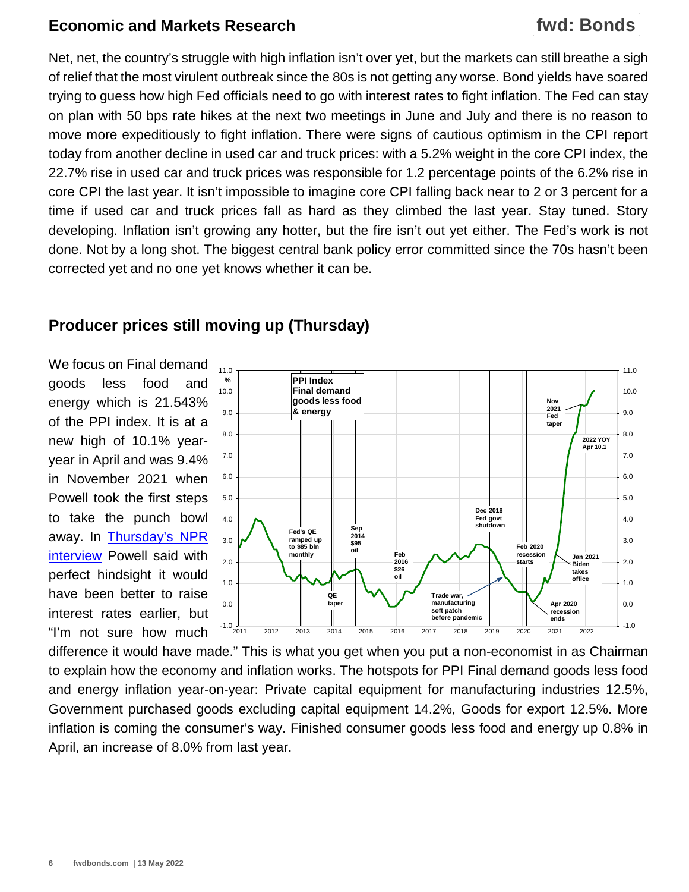Net, net, the country's struggle with high inflation isn't over yet, but the markets can still breathe a sigh of relief that the most virulent outbreak since the 80s is not getting any worse. Bond yields have soared trying to guess how high Fed officials need to go with interest rates to fight inflation. The Fed can stay on plan with 50 bps rate hikes at the next two meetings in June and July and there is no reason to move more expeditiously to fight inflation. There were signs of cautious optimism in the CPI report today from another decline in used car and truck prices: with a 5.2% weight in the core CPI index, the 22.7% rise in used car and truck prices was responsible for 1.2 percentage points of the 6.2% rise in core CPI the last year. It isn't impossible to imagine core CPI falling back near to 2 or 3 percent for a time if used car and truck prices fall as hard as they climbed the last year. Stay tuned. Story developing. Inflation isn't growing any hotter, but the fire isn't out yet either. The Fed's work is not done. Not by a long shot. The biggest central bank policy error committed since the 70s hasn't been corrected yet and no one yet knows whether it can be.

## Producer prices still moving up (Thursday)

We focus on Final demand goods less food and energy which is 21.543% of the PPI index. It is at a new high of 10.1% year-year in April and was 9.4% in November 2021 when Powell took the first steps to take the punch bowl away. In [Thursday's NPR interview] Powell said with perfect hindsight it would have been better to raise interest rates earlier, but "I'm not sure how much difference it would have made." This is what you get when you put a non-economist in as Chairman to explain how the economy and inflation works. The hotspots for PPI Final demand goods less food and energy inflation year-on-year: Private capital equipment for manufacturing industries 12.5%, Government purchased goods excluding capital equipment 14.2%, Goods for export 12.5%. More inflation is coming the consumer's way. Finished consumer goods less food and energy up 0.8% in April, an increase of 8.0% from last year.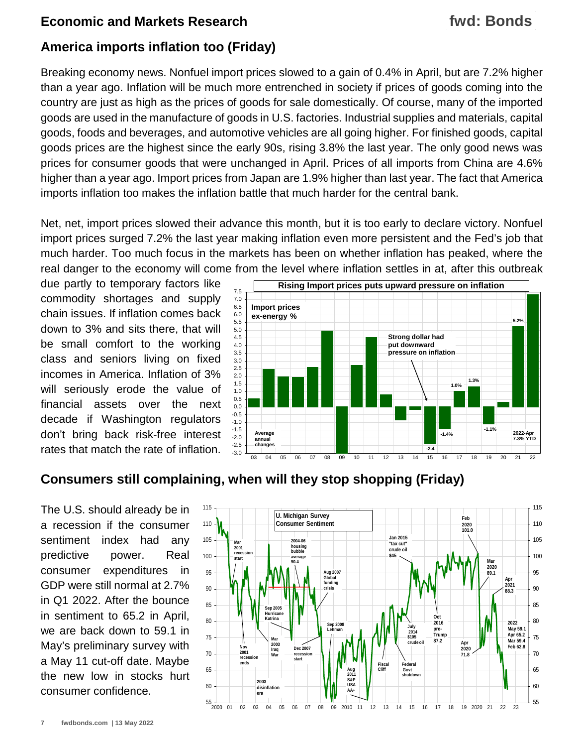## America imports inflation too (Friday)

Breaking economy news. Nonfuel import prices slowed to a gain of 0.4% in April, but are 7.2% higher than a year ago. Inflation will be much more entrenched in society if prices of goods coming into the country are just as high as the prices of goods for sale domestically. Of course, many of the imported goods are used in the manufacture of goods in U.S. factories. Industrial supplies and materials, capital goods, foods and beverages, and automotive vehicles are all going higher. For finished goods, capital goods prices are the highest since the early 90s, rising 3.8% the last year. The only good news was prices for consumer goods that were unchanged in April. Prices of all imports from China are 4.6% higher than a year ago. Import prices from Japan are 1.9% higher than last year. The fact that America imports inflation too makes the inflation battle that much harder for the central bank.

Net, net, import prices slowed their advance this month, but it is too early to declare victory. Nonfuel import prices surged 7.2% the last year making inflation even more persistent and the Fed's job that much harder. Too much focus in the markets has been on whether inflation has peaked, where the real danger to the economy will come from the level where inflation settles in at, after this outbreak due partly to temporary factors like commodity shortages and supply chain issues. If inflation comes back down to 3% and sits there, that will be small comfort to the working class and seniors living on fixed incomes in America. Inflation of 3% will seriously erode the value of financial assets over the next decade if Washington regulators don't bring back risk-free interest rates that match the rate of inflation.

## Consumers still complaining, when will they stop shopping (Friday)

The U.S. should already be in a recession if the consumer sentiment index had any predictive power. Real consumer expenditures in GDP were still normal at 2.7% in Q1 2022. After the bounce in sentiment to 65.2 in April, we are back down to 59.1 in May's preliminary survey with a May 11 cut-off date. Maybe the new low in stocks hurt consumer confidence.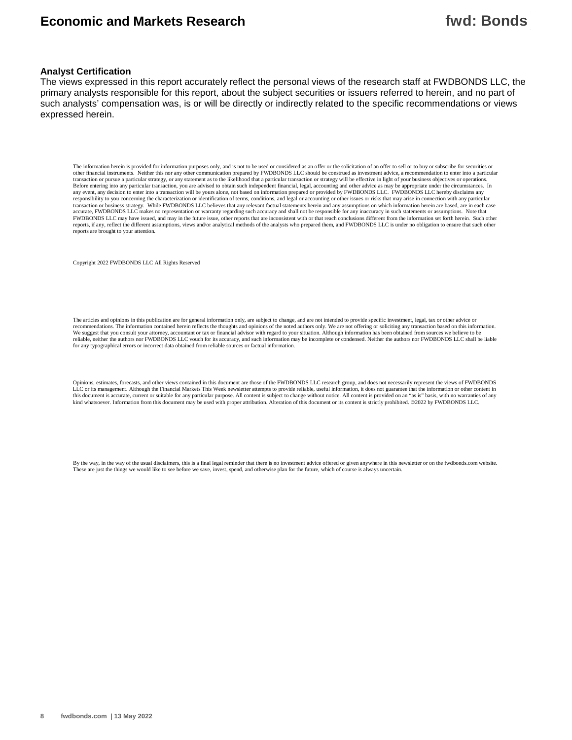**Analyst Certification**

The views expressed in this report accurately reflect the personal views of the research staff at FWDBONDS LLC, the primary analysts responsible for this report, about the subject securities or issuers referred to herein, and no part of such analysts' compensation was, is or will be directly or indirectly related to the specific recommendations or views expressed herein.

The information herein is provided for information purposes only, and is not to be used or considered as an offer or the solicitation of an offer to sell or to buy or subscribe for securities or other financial instruments. Neither this nor any other communication prepared by FWDBONDS LLC should be construed as investment advice, a recommendation to enter into a particular transaction or pursue a particular strategy, or any statement as to the likelihood that a particular transaction or strategy will be effective in light of your business objectives or operations. Before entering into any particular transaction, you are advised to obtain such independent financial, legal, accounting and other advice as may be appropriate under the circumstances. In any event, any decision to enter into a transaction will be yours alone, not based on information prepared or provided by FWDBONDS LLC. FWDBONDS LLC hereby disclaims any responsibility to you concerning the characterization or identification of terms, conditions, and legal or accounting or other issues or risks that may arise in connection with any particular transaction or business strategy. While FWDBONDS LLC believes that any relevant factual statements herein and any assumptions on which information herein are based, are in each case accurate, FWDBONDS LLC makes no representation or warranty regarding such accuracy and shall not be responsible for any inaccuracy in such statements or assumptions. Note that FWDBONDS LLC may have issued, and may in the future issue, other reports that are inconsistent with or that reach conclusions different from the information set forth herein. Such other reports, if any, reflect the different assumptions, views and/or analytical methods of the analysts who prepared them, and FWDBONDS LLC is under no obligation to ensure that such other reports are brought to your attention.

Copyright 2022 FWDBONDS LLC All Rights Reserved

The articles and opinions in this publication are for general information only, are subject to change, and are not intended to provide specific investment, legal, tax or other advice or recommendations. The information contained herein reflects the thoughts and opinions of the noted authors only. We are not offering or soliciting any transaction based on this information. We suggest that you consult your attorney, accountant or tax or financial advisor with regard to your situation. Although information has been obtained from sources we believe to be reliable, neither the authors nor FWDBONDS LLC vouch for its accuracy, and such information may be incomplete or condensed. Neither the authors nor FWDBONDS LLC shall be liable for any typographical errors or incorrect data obtained from reliable sources or factual information.

Opinions, estimates, forecasts, and other views contained in this document are those of the FWDBONDS LLC research group, and does not necessarily represent the views of FWDBONDS LLC or its management. Although the Financial Markets This Week newsletter attempts to provide reliable, useful information, it does not guarantee that the information or other content in this document is accurate, current or suitable for any particular purpose. All content is subject to change without notice. All content is provided on an "as is" basis, with no warranties of any kind whatsoever. Information from this document may be used with proper attribution. Alteration of this document or its content is strictly prohibited. ©2022 by FWDBONDS LLC.

By the way, in the way of the usual disclaimers, this is a final legal reminder that there is no investment advice offered or given anywhere in this newsletter or on the fwdbonds.com website. These are just the things we would like to see before we save, invest, spend, and otherwise plan for the future, which of course is always uncertain.